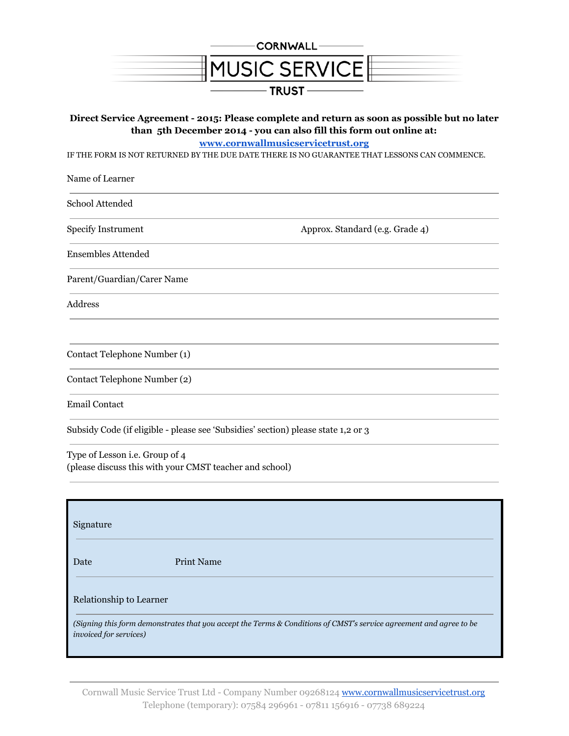# CORNWALL MUSIC SERVICE TRUST

**Direct Service Agreement - 2015: Please complete and return as soon as possible but no later than 5th December 2014 - you can also fill this form out online at: www.cornwallmusicservicetrust.org**

IF THE FORM IS NOT RETURNED BY THE DUE DATE THERE IS NO GUARANTEE THAT LESSONS CAN COMMENCE.

Name of Learner

School Attended

Specify Instrument　　　　　　　　　　Approx. Standard (e.g. Grade 4)

Ensembles Attended

Parent/Guardian/Carer Name

Address

Contact Telephone Number (1)

Contact Telephone Number (2)

Email Contact

Subsidy Code (if eligible - please see 'Subsidies' section) please state 1,2 or 3

Type of Lesson i.e. Group of 4
(please discuss this with your CMST teacher and school)

---

Signature

Date　　　　　　Print Name

Relationship to Learner

*(Signing this form demonstrates that you accept the Terms & Conditions of CMST's service agreement and agree to be invoiced for services)*

---

Cornwall Music Service Trust Ltd - Company Number 09268124 www.cornwallmusicservicetrust.org
Telephone (temporary): 07584 296961 - 07811 156916 - 07738 689224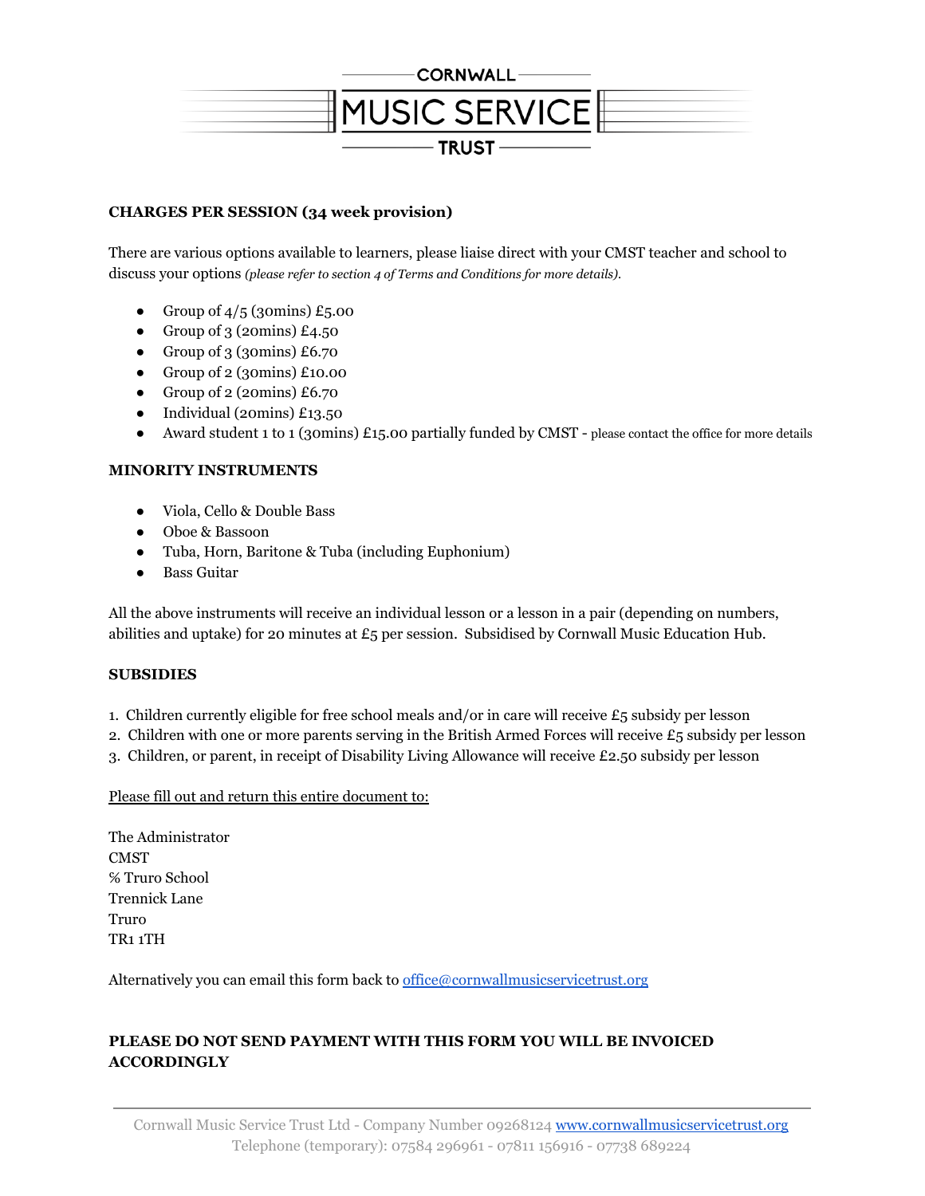CORNWALL
MUSIC SERVICE
TRUST

**CHARGES PER SESSION (34 week provision)**

There are various options available to learners, please liaise direct with your CMST teacher and school to discuss your options *(please refer to section 4 of Terms and Conditions for more details).*

- Group of 4/5 (30mins) £5.00
- Group of 3 (20mins) £4.50
- Group of 3 (30mins) £6.70
- Group of 2 (30mins) £10.00
- Group of 2 (20mins) £6.70
- Individual (20mins) £13.50
- Award student 1 to 1 (30mins) £15.00 partially funded by CMST - please contact the office for more details

**MINORITY INSTRUMENTS**

- Viola, Cello & Double Bass
- Oboe & Bassoon
- Tuba, Horn, Baritone & Tuba (including Euphonium)
- Bass Guitar

All the above instruments will receive an individual lesson or a lesson in a pair (depending on numbers, abilities and uptake) for 20 minutes at £5 per session. Subsidised by Cornwall Music Education Hub.

**SUBSIDIES**

1. Children currently eligible for free school meals and/or in care will receive £5 subsidy per lesson
2. Children with one or more parents serving in the British Armed Forces will receive £5 subsidy per lesson
3. Children, or parent, in receipt of Disability Living Allowance will receive £2.50 subsidy per lesson

Please fill out and return this entire document to:

The Administrator
CMST
℅ Truro School
Trennick Lane
Truro
TR1 1TH

Alternatively you can email this form back to office@cornwallmusicservicetrust.org

**PLEASE DO NOT SEND PAYMENT WITH THIS FORM YOU WILL BE INVOICED ACCORDINGLY**

Cornwall Music Service Trust Ltd - Company Number 09268124 www.cornwallmusicservicetrust.org
Telephone (temporary): 07584 296961 - 07811 156916 - 07738 689224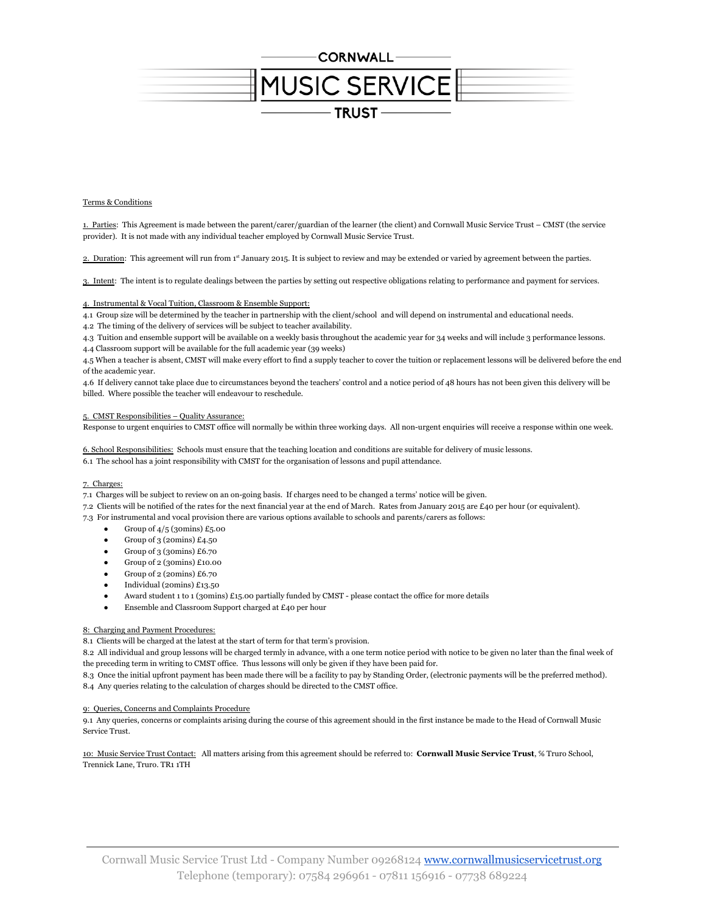# CORNWALL MUSIC SERVICE TRUST

Terms & Conditions

1. Parties: This Agreement is made between the parent/carer/guardian of the learner (the client) and Cornwall Music Service Trust – CMST (the service provider). It is not made with any individual teacher employed by Cornwall Music Service Trust.

2. Duration: This agreement will run from 1st January 2015. It is subject to review and may be extended or varied by agreement between the parties.

3. Intent: The intent is to regulate dealings between the parties by setting out respective obligations relating to performance and payment for services.

4. Instrumental & Vocal Tuition, Classroom & Ensemble Support:

4.1 Group size will be determined by the teacher in partnership with the client/school and will depend on instrumental and educational needs.

4.2 The timing of the delivery of services will be subject to teacher availability.

4.3 Tuition and ensemble support will be available on a weekly basis throughout the academic year for 34 weeks and will include 3 performance lessons.

4.4 Classroom support will be available for the full academic year (39 weeks)

4.5 When a teacher is absent, CMST will make every effort to find a supply teacher to cover the tuition or replacement lessons will be delivered before the end of the academic year.

4.6 If delivery cannot take place due to circumstances beyond the teachers' control and a notice period of 48 hours has not been given this delivery will be billed. Where possible the teacher will endeavour to reschedule.

5. CMST Responsibilities – Quality Assurance:

Response to urgent enquiries to CMST office will normally be within three working days. All non-urgent enquiries will receive a response within one week.

6. School Responsibilities: Schools must ensure that the teaching location and conditions are suitable for delivery of music lessons.

6.1 The school has a joint responsibility with CMST for the organisation of lessons and pupil attendance.

7. Charges:

7.1 Charges will be subject to review on an on-going basis. If charges need to be changed a terms' notice will be given.

7.2 Clients will be notified of the rates for the next financial year at the end of March. Rates from January 2015 are £40 per hour (or equivalent).

7.3 For instrumental and vocal provision there are various options available to schools and parents/carers as follows:

- Group of 4/5 (30mins) £5.00
- Group of 3 (20mins) £4.50
- Group of 3 (30mins) £6.70
- Group of 2 (30mins) £10.00
- Group of 2 (20mins) £6.70
- Individual (20mins) £13.50
- Award student 1 to 1 (30mins) £15.00 partially funded by CMST - please contact the office for more details
- Ensemble and Classroom Support charged at £40 per hour

8: Charging and Payment Procedures:

8.1 Clients will be charged at the latest at the start of term for that term's provision.

8.2 All individual and group lessons will be charged termly in advance, with a one term notice period with notice to be given no later than the final week of the preceding term in writing to CMST office. Thus lessons will only be given if they have been paid for.

8.3 Once the initial upfront payment has been made there will be a facility to pay by Standing Order, (electronic payments will be the preferred method).

8.4 Any queries relating to the calculation of charges should be directed to the CMST office.

9: Queries, Concerns and Complaints Procedure

9.1 Any queries, concerns or complaints arising during the course of this agreement should in the first instance be made to the Head of Cornwall Music Service Trust.

10: Music Service Trust Contact: All matters arising from this agreement should be referred to: **Cornwall Music Service Trust**, % Truro School, Trennick Lane, Truro. TR1 1TH

Cornwall Music Service Trust Ltd - Company Number 09268124 www.cornwallmusicservicetrust.org
Telephone (temporary): 07584 296961 - 07811 156916 - 07738 689224